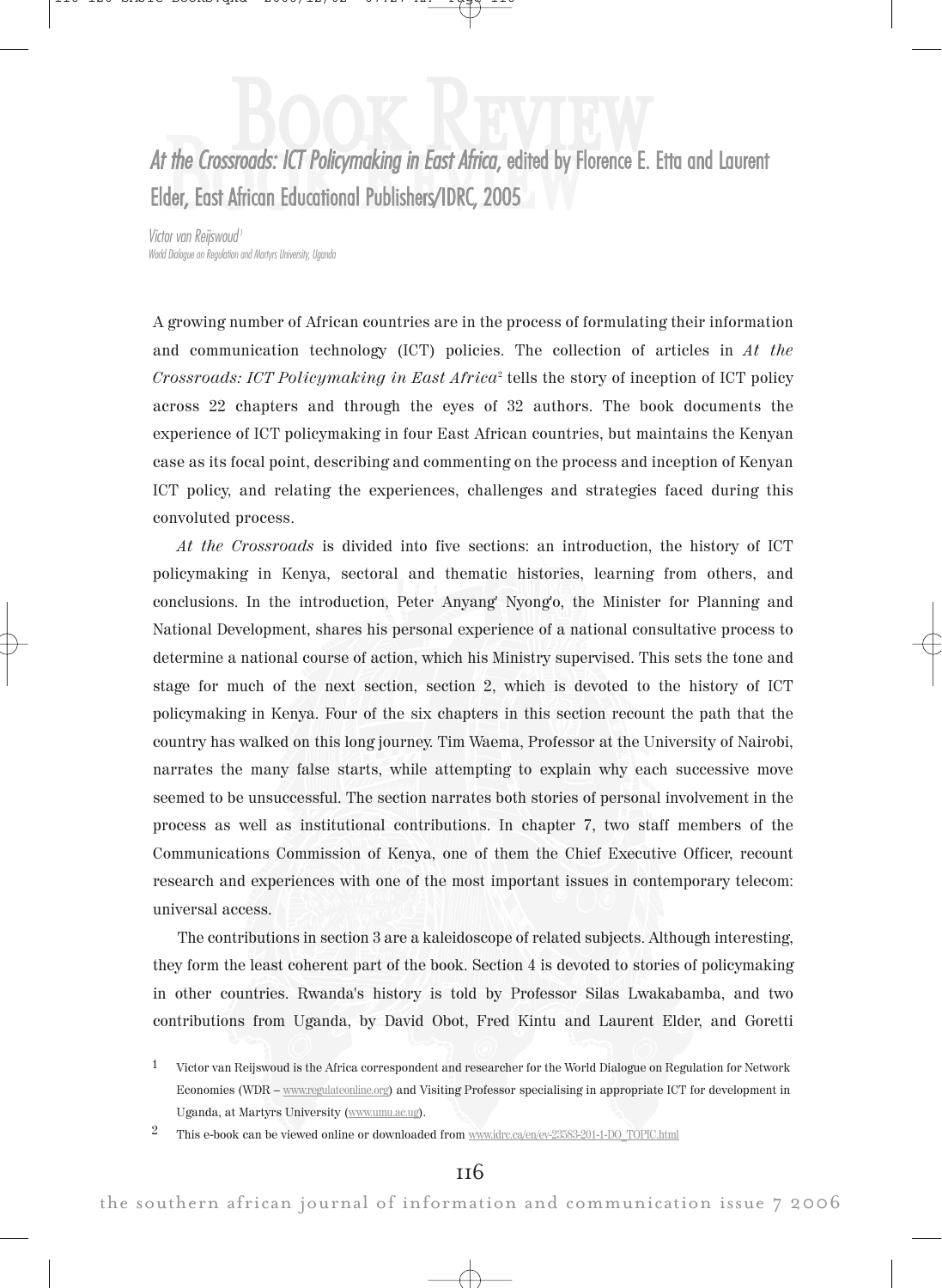# *At the Crossroads: ICT Policymaking in East Africa*, edited by Florence E. Etta and Laurent Elder, East African Educational Publishers/IDRC, 2005

*Victor van Reijswoud*[1]
*World Dialogue on Regulation and Martyrs University, Uganda*

A growing number of African countries are in the process of formulating their information and communication technology (ICT) policies. The collection of articles in *At the Crossroads: ICT Policymaking in East Africa*[2] tells the story of inception of ICT policy across 22 chapters and through the eyes of 32 authors. The book documents the experience of ICT policymaking in four East African countries, but maintains the Kenyan case as its focal point, describing and commenting on the process and inception of Kenyan ICT policy, and relating the experiences, challenges and strategies faced during this convoluted process.

*At the Crossroads* is divided into five sections: an introduction, the history of ICT policymaking in Kenya, sectoral and thematic histories, learning from others, and conclusions. In the introduction, Peter Anyang' Nyong'o, the Minister for Planning and National Development, shares his personal experience of a national consultative process to determine a national course of action, which his Ministry supervised. This sets the tone and stage for much of the next section, section 2, which is devoted to the history of ICT policymaking in Kenya. Four of the six chapters in this section recount the path that the country has walked on this long journey. Tim Waema, Professor at the University of Nairobi, narrates the many false starts, while attempting to explain why each successive move seemed to be unsuccessful. The section narrates both stories of personal involvement in the process as well as institutional contributions. In chapter 7, two staff members of the Communications Commission of Kenya, one of them the Chief Executive Officer, recount research and experiences with one of the most important issues in contemporary telecom: universal access.

The contributions in section 3 are a kaleidoscope of related subjects. Although interesting, they form the least coherent part of the book. Section 4 is devoted to stories of policymaking in other countries. Rwanda's history is told by Professor Silas Lwakabamba, and two contributions from Uganda, by David Obot, Fred Kintu and Laurent Elder, and Goretti

1 Victor van Reijswoud is the Africa correspondent and researcher for the World Dialogue on Regulation for Network Economies (WDR – www.regulateonline.org) and Visiting Professor specialising in appropriate ICT for development in Uganda, at Martyrs University (www.umu.ac.ug).

2 This e-book can be viewed online or downloaded from www.idrc.ca/en/ev-23583-201-1-DO_TOPIC.html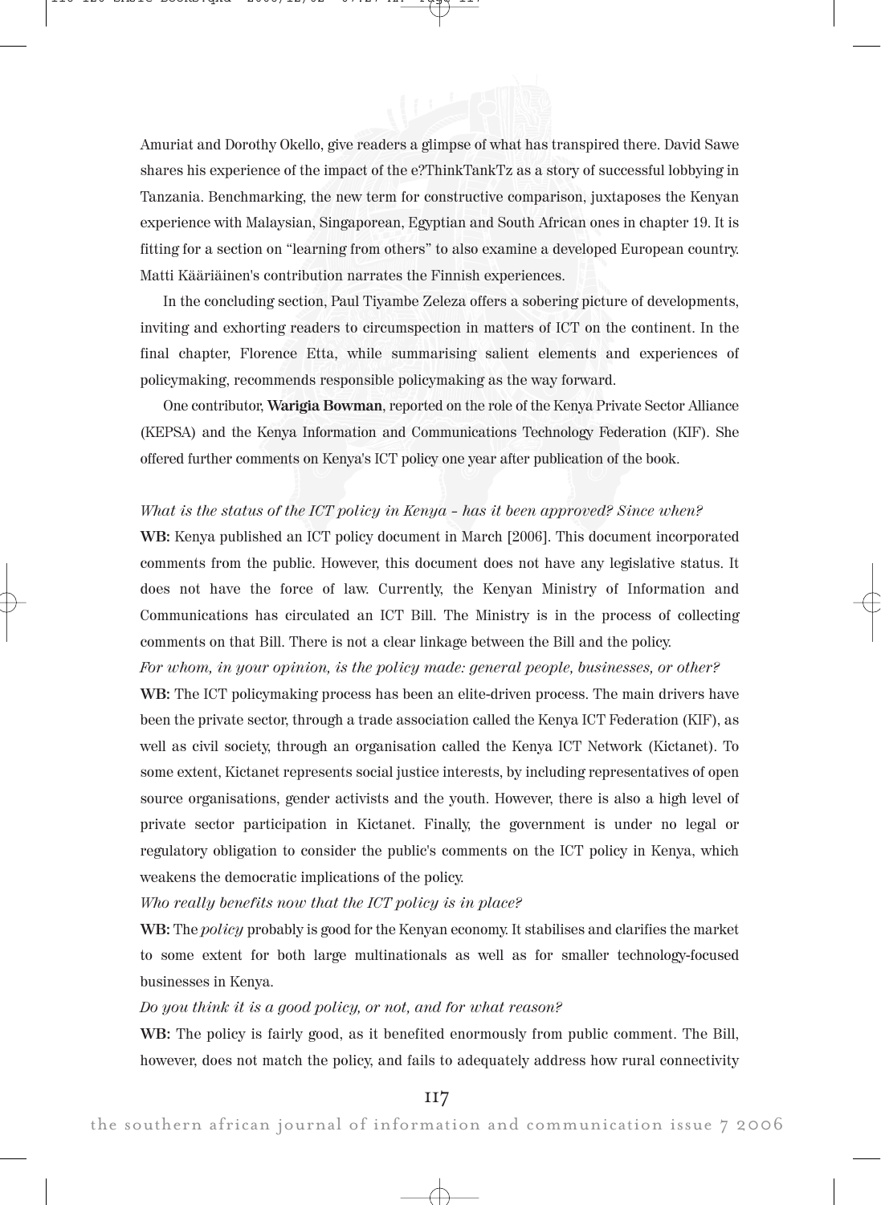Amuriat and Dorothy Okello, give readers a glimpse of what has transpired there. David Sawe shares his experience of the impact of the e?ThinkTankTz as a story of successful lobbying in Tanzania. Benchmarking, the new term for constructive comparison, juxtaposes the Kenyan experience with Malaysian, Singaporean, Egyptian and South African ones in chapter 19. It is fitting for a section on "learning from others" to also examine a developed European country. Matti Kääriäinen's contribution narrates the Finnish experiences.

In the concluding section, Paul Tiyambe Zeleza offers a sobering picture of developments, inviting and exhorting readers to circumspection in matters of ICT on the continent. In the final chapter, Florence Etta, while summarising salient elements and experiences of policymaking, recommends responsible policymaking as the way forward.

One contributor, **Warigia Bowman**, reported on the role of the Kenya Private Sector Alliance (KEPSA) and the Kenya Information and Communications Technology Federation (KIF). She offered further comments on Kenya's ICT policy one year after publication of the book.

*What is the status of the ICT policy in Kenya – has it been approved? Since when?*

**WB:** Kenya published an ICT policy document in March [2006]. This document incorporated comments from the public. However, this document does not have any legislative status. It does not have the force of law. Currently, the Kenyan Ministry of Information and Communications has circulated an ICT Bill. The Ministry is in the process of collecting comments on that Bill. There is not a clear linkage between the Bill and the policy.

*For whom, in your opinion, is the policy made: general people, businesses, or other?*

**WB:** The ICT policymaking process has been an elite-driven process. The main drivers have been the private sector, through a trade association called the Kenya ICT Federation (KIF), as well as civil society, through an organisation called the Kenya ICT Network (Kictanet). To some extent, Kictanet represents social justice interests, by including representatives of open source organisations, gender activists and the youth. However, there is also a high level of private sector participation in Kictanet. Finally, the government is under no legal or regulatory obligation to consider the public's comments on the ICT policy in Kenya, which weakens the democratic implications of the policy.

*Who really benefits now that the ICT policy is in place?*

**WB:** The *policy* probably is good for the Kenyan economy. It stabilises and clarifies the market to some extent for both large multinationals as well as for smaller technology-focused businesses in Kenya.

*Do you think it is a good policy, or not, and for what reason?*

**WB:** The policy is fairly good, as it benefited enormously from public comment. The Bill, however, does not match the policy, and fails to adequately address how rural connectivity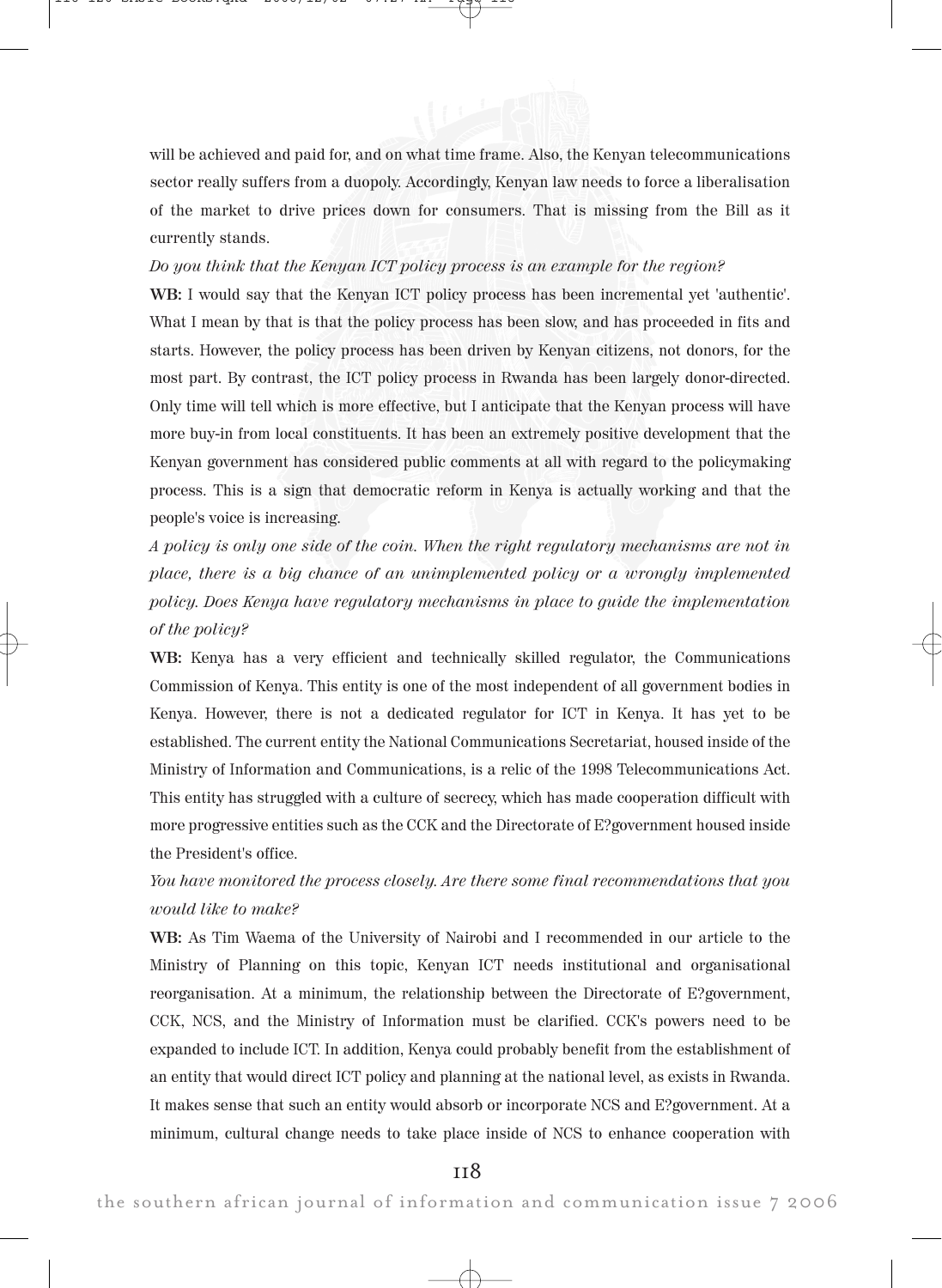will be achieved and paid for, and on what time frame. Also, the Kenyan telecommunications sector really suffers from a duopoly. Accordingly, Kenyan law needs to force a liberalisation of the market to drive prices down for consumers. That is missing from the Bill as it currently stands.

*Do you think that the Kenyan ICT policy process is an example for the region?*

**WB:** I would say that the Kenyan ICT policy process has been incremental yet 'authentic'. What I mean by that is that the policy process has been slow, and has proceeded in fits and starts. However, the policy process has been driven by Kenyan citizens, not donors, for the most part. By contrast, the ICT policy process in Rwanda has been largely donor-directed. Only time will tell which is more effective, but I anticipate that the Kenyan process will have more buy-in from local constituents. It has been an extremely positive development that the Kenyan government has considered public comments at all with regard to the policymaking process. This is a sign that democratic reform in Kenya is actually working and that the people's voice is increasing.

*A policy is only one side of the coin. When the right regulatory mechanisms are not in place, there is a big chance of an unimplemented policy or a wrongly implemented policy. Does Kenya have regulatory mechanisms in place to guide the implementation of the policy?*

**WB:** Kenya has a very efficient and technically skilled regulator, the Communications Commission of Kenya. This entity is one of the most independent of all government bodies in Kenya. However, there is not a dedicated regulator for ICT in Kenya. It has yet to be established. The current entity the National Communications Secretariat, housed inside of the Ministry of Information and Communications, is a relic of the 1998 Telecommunications Act. This entity has struggled with a culture of secrecy, which has made cooperation difficult with more progressive entities such as the CCK and the Directorate of E?government housed inside the President's office.

*You have monitored the process closely. Are there some final recommendations that you would like to make?*

**WB:** As Tim Waema of the University of Nairobi and I recommended in our article to the Ministry of Planning on this topic, Kenyan ICT needs institutional and organisational reorganisation. At a minimum, the relationship between the Directorate of E?government, CCK, NCS, and the Ministry of Information must be clarified. CCK's powers need to be expanded to include ICT. In addition, Kenya could probably benefit from the establishment of an entity that would direct ICT policy and planning at the national level, as exists in Rwanda. It makes sense that such an entity would absorb or incorporate NCS and E?government. At a minimum, cultural change needs to take place inside of NCS to enhance cooperation with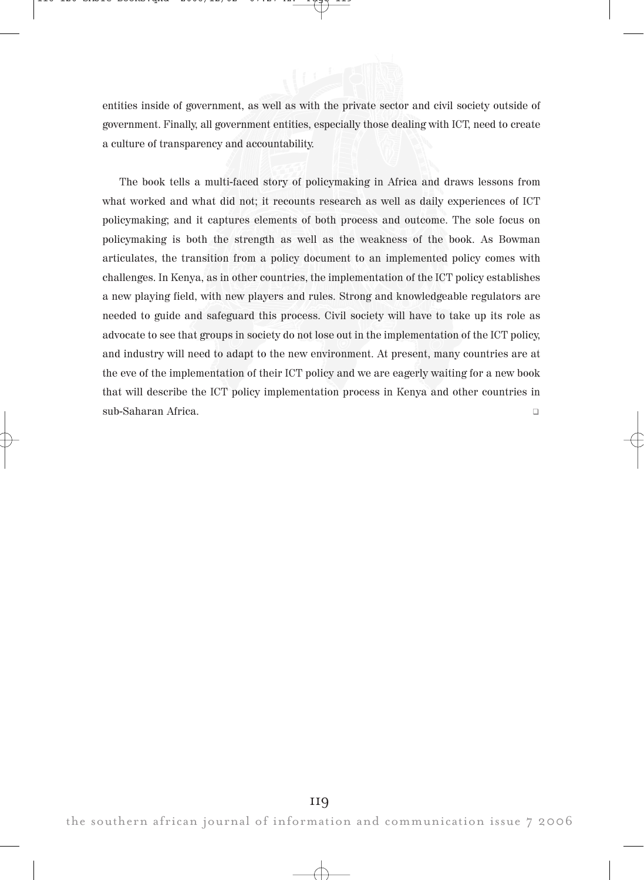entities inside of government, as well as with the private sector and civil society outside of government. Finally, all government entities, especially those dealing with ICT, need to create a culture of transparency and accountability.

The book tells a multi-faced story of policymaking in Africa and draws lessons from what worked and what did not; it recounts research as well as daily experiences of ICT policymaking; and it captures elements of both process and outcome. The sole focus on policymaking is both the strength as well as the weakness of the book. As Bowman articulates, the transition from a policy document to an implemented policy comes with challenges. In Kenya, as in other countries, the implementation of the ICT policy establishes a new playing field, with new players and rules. Strong and knowledgeable regulators are needed to guide and safeguard this process. Civil society will have to take up its role as advocate to see that groups in society do not lose out in the implementation of the ICT policy, and industry will need to adapt to the new environment. At present, many countries are at the eve of the implementation of their ICT policy and we are eagerly waiting for a new book that will describe the ICT policy implementation process in Kenya and other countries in sub-Saharan Africa. ❑